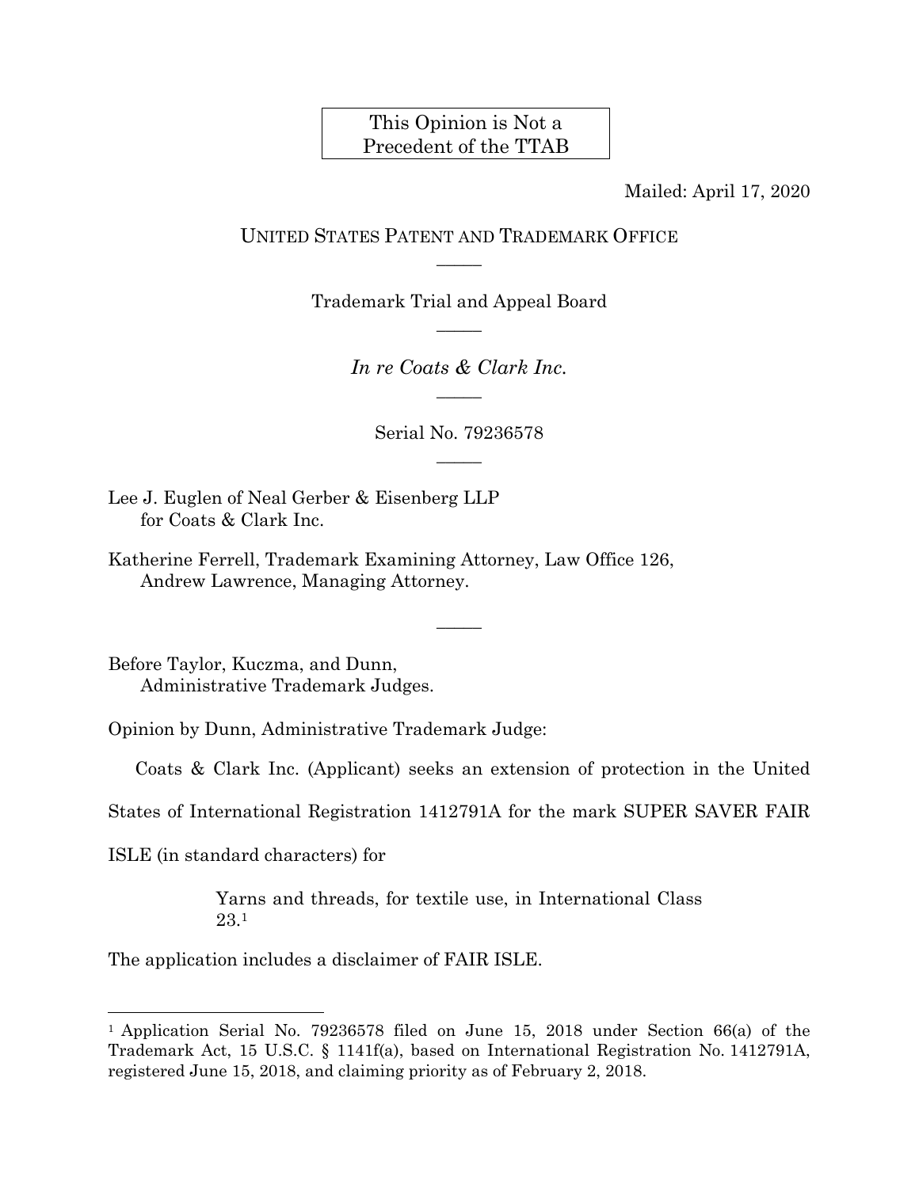This Opinion is Not a Precedent of the TTAB

Mailed: April 17, 2020

UNITED STATES PATENT AND TRADEMARK OFFICE

Trademark Trial and Appeal Board

*In re Coats & Clark Inc.*

Serial No. 79236578

Lee J. Euglen of Neal Gerber & Eisenberg LLP
for Coats & Clark Inc.

Katherine Ferrell, Trademark Examining Attorney, Law Office 126,
Andrew Lawrence, Managing Attorney.

Before Taylor, Kuczma, and Dunn,
Administrative Trademark Judges.

Opinion by Dunn, Administrative Trademark Judge:

Coats & Clark Inc. (Applicant) seeks an extension of protection in the United States of International Registration 1412791A for the mark SUPER SAVER FAIR ISLE (in standard characters) for

> Yarns and threads, for textile use, in International Class 23.[1]

The application includes a disclaimer of FAIR ISLE.

---

[1] Application Serial No. 79236578 filed on June 15, 2018 under Section 66(a) of the Trademark Act, 15 U.S.C. § 1141f(a), based on International Registration No. 1412791A, registered June 15, 2018, and claiming priority as of February 2, 2018.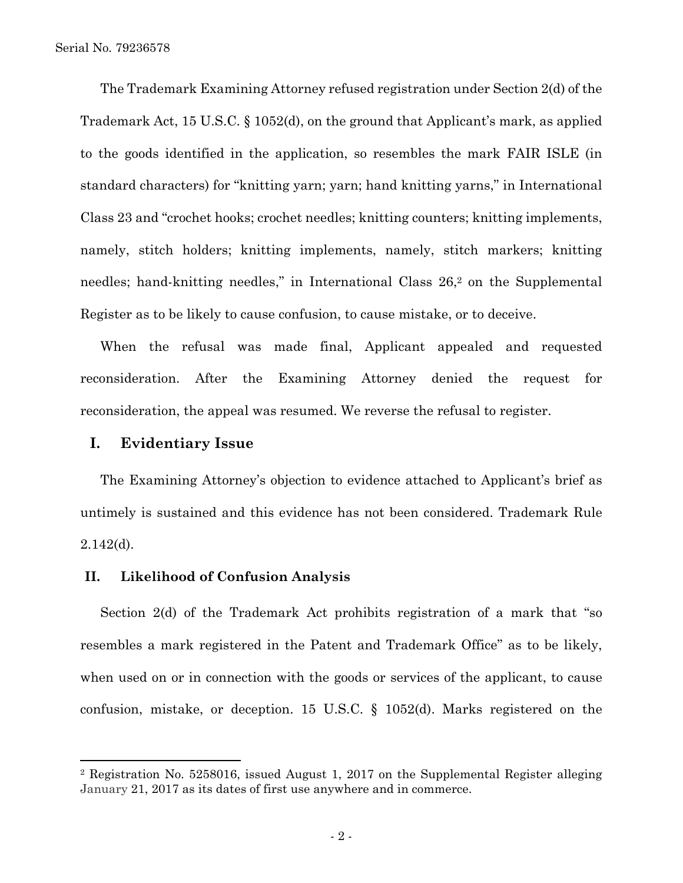The Trademark Examining Attorney refused registration under Section 2(d) of the Trademark Act, 15 U.S.C. § 1052(d), on the ground that Applicant's mark, as applied to the goods identified in the application, so resembles the mark FAIR ISLE (in standard characters) for "knitting yarn; yarn; hand knitting yarns," in International Class 23 and "crochet hooks; crochet needles; knitting counters; knitting implements, namely, stitch holders; knitting implements, namely, stitch markers; knitting needles; hand-knitting needles," in International Class 26,[2] on the Supplemental Register as to be likely to cause confusion, to cause mistake, or to deceive.

When the refusal was made final, Applicant appealed and requested reconsideration. After the Examining Attorney denied the request for reconsideration, the appeal was resumed. We reverse the refusal to register.

## I. Evidentiary Issue

The Examining Attorney's objection to evidence attached to Applicant's brief as untimely is sustained and this evidence has not been considered. Trademark Rule 2.142(d).

## II. Likelihood of Confusion Analysis

Section 2(d) of the Trademark Act prohibits registration of a mark that "so resembles a mark registered in the Patent and Trademark Office" as to be likely, when used on or in connection with the goods or services of the applicant, to cause confusion, mistake, or deception. 15 U.S.C. § 1052(d). Marks registered on the

---

[2] Registration No. 5258016, issued August 1, 2017 on the Supplemental Register alleging January 21, 2017 as its dates of first use anywhere and in commerce.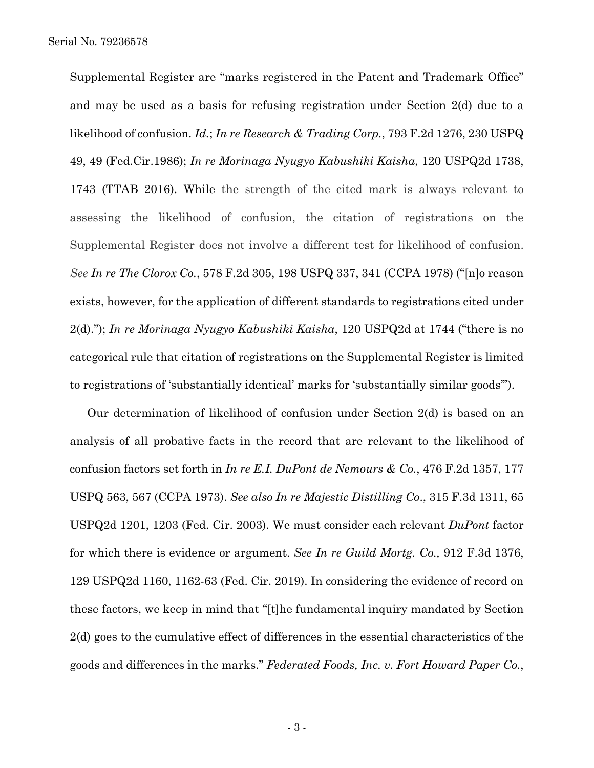Supplemental Register are "marks registered in the Patent and Trademark Office" and may be used as a basis for refusing registration under Section 2(d) due to a likelihood of confusion. *Id.*; *In re Research & Trading Corp.*, 793 F.2d 1276, 230 USPQ 49, 49 (Fed.Cir.1986); *In re Morinaga Nyugyo Kabushiki Kaisha*, 120 USPQ2d 1738, 1743 (TTAB 2016). While the strength of the cited mark is always relevant to assessing the likelihood of confusion, the citation of registrations on the Supplemental Register does not involve a different test for likelihood of confusion. *See In re The Clorox Co.*, 578 F.2d 305, 198 USPQ 337, 341 (CCPA 1978) ("[n]o reason exists, however, for the application of different standards to registrations cited under 2(d)."); *In re Morinaga Nyugyo Kabushiki Kaisha*, 120 USPQ2d at 1744 ("there is no categorical rule that citation of registrations on the Supplemental Register is limited to registrations of 'substantially identical' marks for 'substantially similar goods'").

Our determination of likelihood of confusion under Section 2(d) is based on an analysis of all probative facts in the record that are relevant to the likelihood of confusion factors set forth in *In re E.I. DuPont de Nemours & Co.*, 476 F.2d 1357, 177 USPQ 563, 567 (CCPA 1973). *See also In re Majestic Distilling Co*., 315 F.3d 1311, 65 USPQ2d 1201, 1203 (Fed. Cir. 2003). We must consider each relevant *DuPont* factor for which there is evidence or argument. *See In re Guild Mortg. Co.,* 912 F.3d 1376, 129 USPQ2d 1160, 1162-63 (Fed. Cir. 2019). In considering the evidence of record on these factors, we keep in mind that "[t]he fundamental inquiry mandated by Section 2(d) goes to the cumulative effect of differences in the essential characteristics of the goods and differences in the marks." *Federated Foods, Inc. v. Fort Howard Paper Co.*,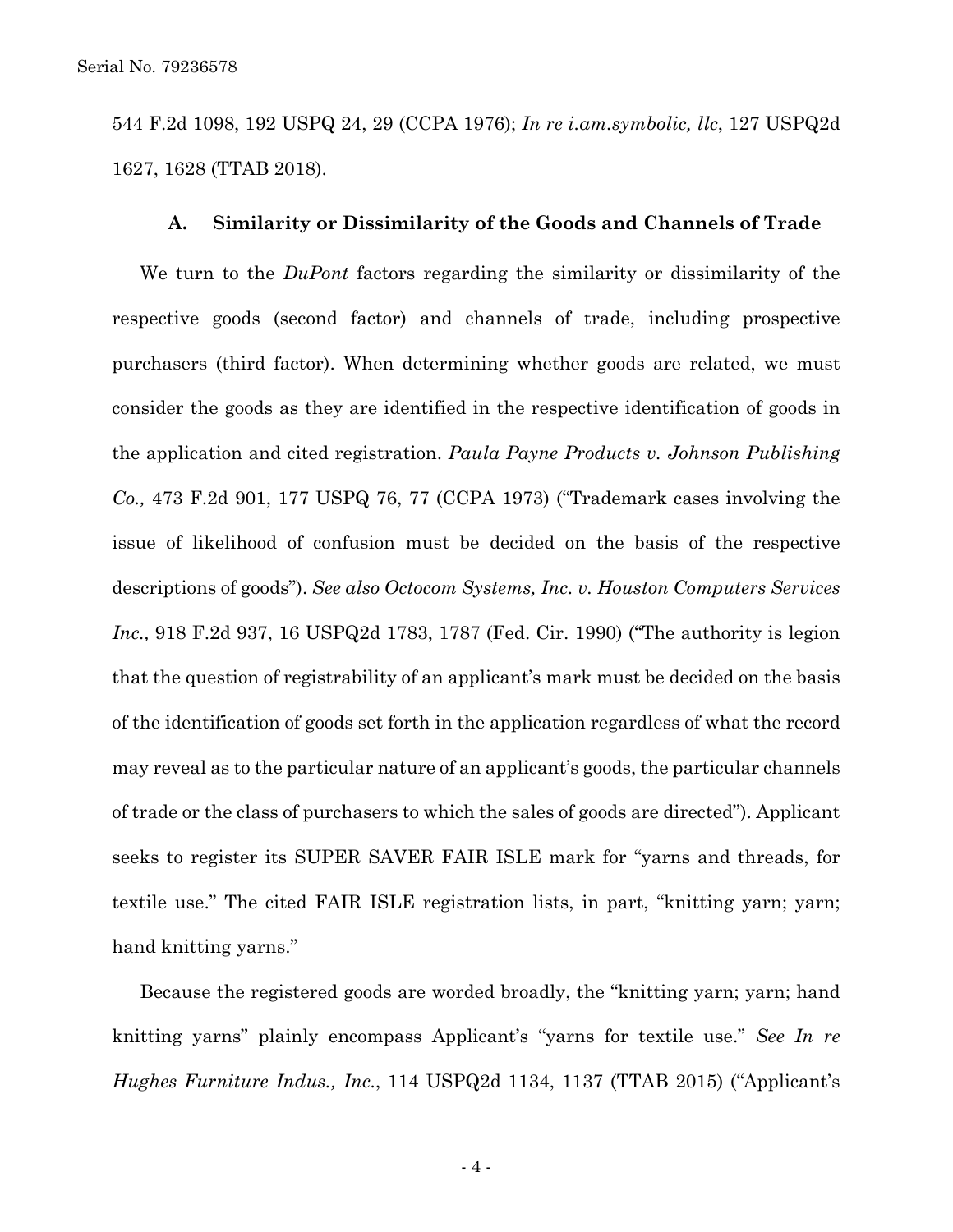544 F.2d 1098, 192 USPQ 24, 29 (CCPA 1976); *In re i.am.symbolic, llc*, 127 USPQ2d 1627, 1628 (TTAB 2018).

### A. Similarity or Dissimilarity of the Goods and Channels of Trade

We turn to the *DuPont* factors regarding the similarity or dissimilarity of the respective goods (second factor) and channels of trade, including prospective purchasers (third factor). When determining whether goods are related, we must consider the goods as they are identified in the respective identification of goods in the application and cited registration. *Paula Payne Products v. Johnson Publishing Co.,* 473 F.2d 901, 177 USPQ 76, 77 (CCPA 1973) ("Trademark cases involving the issue of likelihood of confusion must be decided on the basis of the respective descriptions of goods"). *See also Octocom Systems, Inc. v. Houston Computers Services Inc.,* 918 F.2d 937, 16 USPQ2d 1783, 1787 (Fed. Cir. 1990) ("The authority is legion that the question of registrability of an applicant's mark must be decided on the basis of the identification of goods set forth in the application regardless of what the record may reveal as to the particular nature of an applicant's goods, the particular channels of trade or the class of purchasers to which the sales of goods are directed"). Applicant seeks to register its SUPER SAVER FAIR ISLE mark for "yarns and threads, for textile use." The cited FAIR ISLE registration lists, in part, "knitting yarn; yarn; hand knitting yarns."

Because the registered goods are worded broadly, the "knitting yarn; yarn; hand knitting yarns" plainly encompass Applicant's "yarns for textile use." *See In re Hughes Furniture Indus., Inc.*, 114 USPQ2d 1134, 1137 (TTAB 2015) ("Applicant's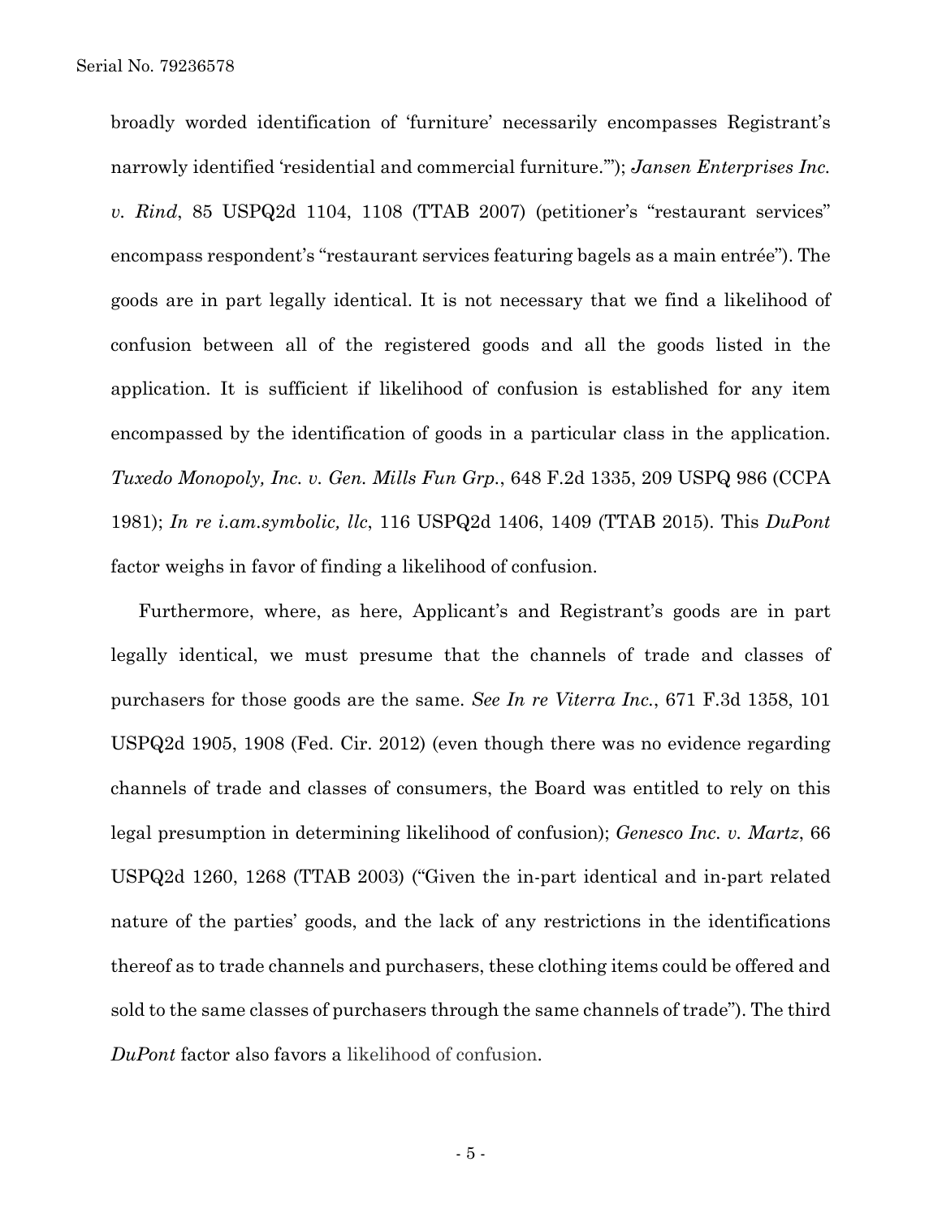broadly worded identification of 'furniture' necessarily encompasses Registrant's narrowly identified 'residential and commercial furniture.'"); *Jansen Enterprises Inc. v. Rind*, 85 USPQ2d 1104, 1108 (TTAB 2007) (petitioner's "restaurant services" encompass respondent's "restaurant services featuring bagels as a main entrée"). The goods are in part legally identical. It is not necessary that we find a likelihood of confusion between all of the registered goods and all the goods listed in the application. It is sufficient if likelihood of confusion is established for any item encompassed by the identification of goods in a particular class in the application. *Tuxedo Monopoly, Inc. v. Gen. Mills Fun Grp.*, 648 F.2d 1335, 209 USPQ 986 (CCPA 1981); *In re i.am.symbolic, llc*, 116 USPQ2d 1406, 1409 (TTAB 2015). This *DuPont* factor weighs in favor of finding a likelihood of confusion.

Furthermore, where, as here, Applicant's and Registrant's goods are in part legally identical, we must presume that the channels of trade and classes of purchasers for those goods are the same. *See In re Viterra Inc.*, 671 F.3d 1358, 101 USPQ2d 1905, 1908 (Fed. Cir. 2012) (even though there was no evidence regarding channels of trade and classes of consumers, the Board was entitled to rely on this legal presumption in determining likelihood of confusion); *Genesco Inc. v. Martz*, 66 USPQ2d 1260, 1268 (TTAB 2003) ("Given the in-part identical and in-part related nature of the parties' goods, and the lack of any restrictions in the identifications thereof as to trade channels and purchasers, these clothing items could be offered and sold to the same classes of purchasers through the same channels of trade"). The third *DuPont* factor also favors a likelihood of confusion.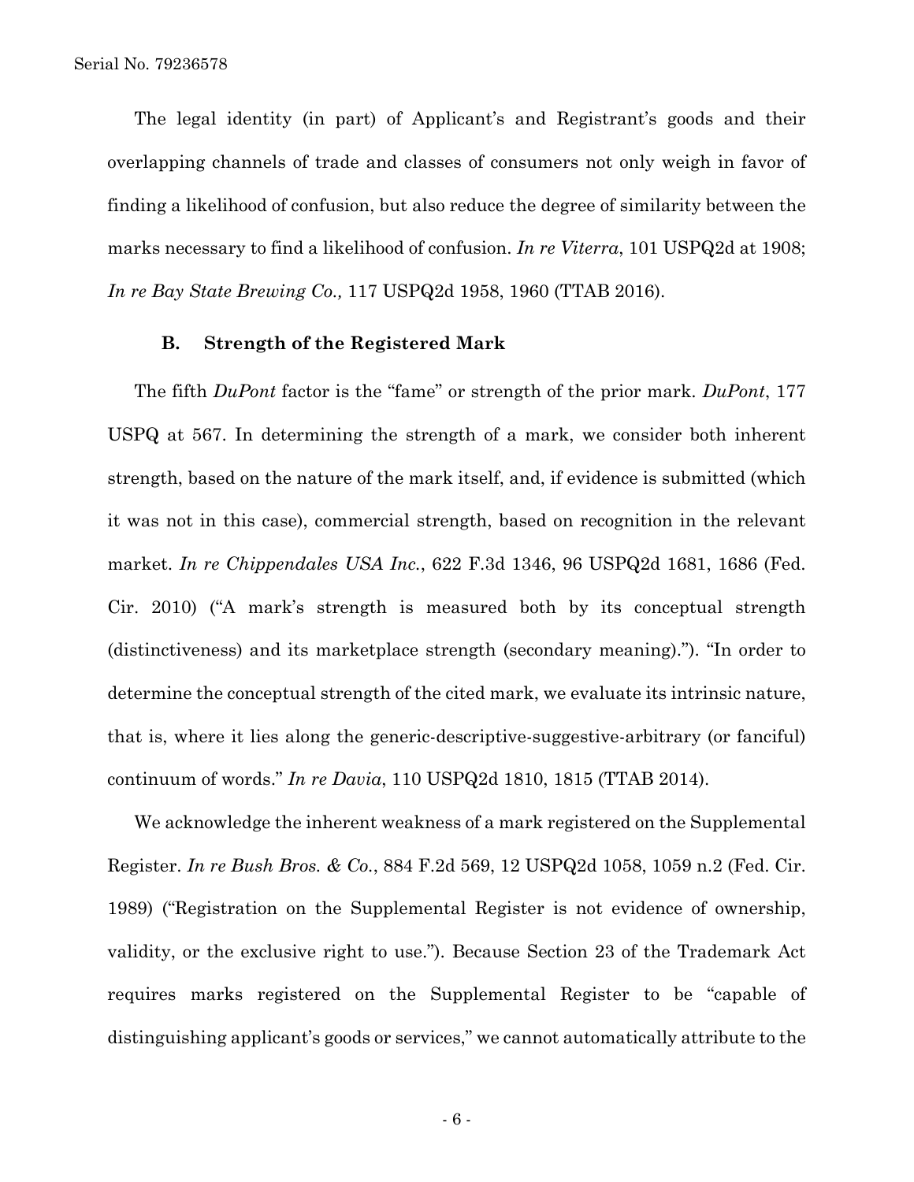The legal identity (in part) of Applicant's and Registrant's goods and their overlapping channels of trade and classes of consumers not only weigh in favor of finding a likelihood of confusion, but also reduce the degree of similarity between the marks necessary to find a likelihood of confusion. *In re Viterra*, 101 USPQ2d at 1908; *In re Bay State Brewing Co.,* 117 USPQ2d 1958, 1960 (TTAB 2016).

### B. Strength of the Registered Mark

The fifth *DuPont* factor is the "fame" or strength of the prior mark. *DuPont*, 177 USPQ at 567. In determining the strength of a mark, we consider both inherent strength, based on the nature of the mark itself, and, if evidence is submitted (which it was not in this case), commercial strength, based on recognition in the relevant market. *In re Chippendales USA Inc.*, 622 F.3d 1346, 96 USPQ2d 1681, 1686 (Fed. Cir. 2010) ("A mark's strength is measured both by its conceptual strength (distinctiveness) and its marketplace strength (secondary meaning)."). "In order to determine the conceptual strength of the cited mark, we evaluate its intrinsic nature, that is, where it lies along the generic-descriptive-suggestive-arbitrary (or fanciful) continuum of words." *In re Davia*, 110 USPQ2d 1810, 1815 (TTAB 2014).

We acknowledge the inherent weakness of a mark registered on the Supplemental Register. *In re Bush Bros. & Co.*, 884 F.2d 569, 12 USPQ2d 1058, 1059 n.2 (Fed. Cir. 1989) ("Registration on the Supplemental Register is not evidence of ownership, validity, or the exclusive right to use."). Because Section 23 of the Trademark Act requires marks registered on the Supplemental Register to be "capable of distinguishing applicant's goods or services," we cannot automatically attribute to the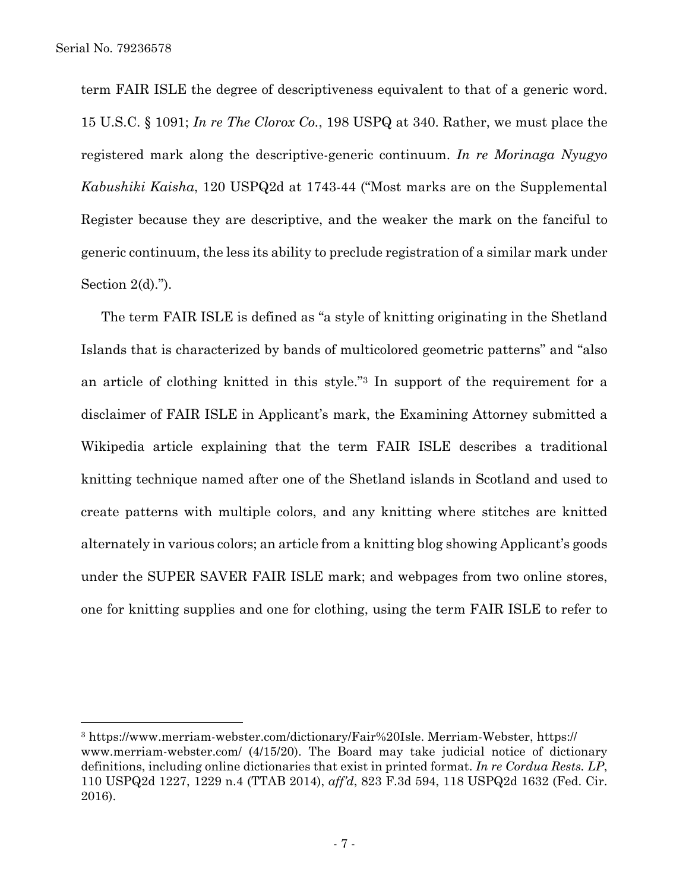term FAIR ISLE the degree of descriptiveness equivalent to that of a generic word. 15 U.S.C. § 1091; *In re The Clorox Co.*, 198 USPQ at 340. Rather, we must place the registered mark along the descriptive-generic continuum. *In re Morinaga Nyugyo Kabushiki Kaisha*, 120 USPQ2d at 1743-44 ("Most marks are on the Supplemental Register because they are descriptive, and the weaker the mark on the fanciful to generic continuum, the less its ability to preclude registration of a similar mark under Section 2(d).").

The term FAIR ISLE is defined as "a style of knitting originating in the Shetland Islands that is characterized by bands of multicolored geometric patterns" and "also an article of clothing knitted in this style."[3] In support of the requirement for a disclaimer of FAIR ISLE in Applicant's mark, the Examining Attorney submitted a Wikipedia article explaining that the term FAIR ISLE describes a traditional knitting technique named after one of the Shetland islands in Scotland and used to create patterns with multiple colors, and any knitting where stitches are knitted alternately in various colors; an article from a knitting blog showing Applicant's goods under the SUPER SAVER FAIR ISLE mark; and webpages from two online stores, one for knitting supplies and one for clothing, using the term FAIR ISLE to refer to

---

[3] https://www.merriam-webster.com/dictionary/Fair%20Isle. Merriam-Webster, https://www.merriam-webster.com/ (4/15/20). The Board may take judicial notice of dictionary definitions, including online dictionaries that exist in printed format. *In re Cordua Rests. LP*, 110 USPQ2d 1227, 1229 n.4 (TTAB 2014), *aff'd*, 823 F.3d 594, 118 USPQ2d 1632 (Fed. Cir. 2016).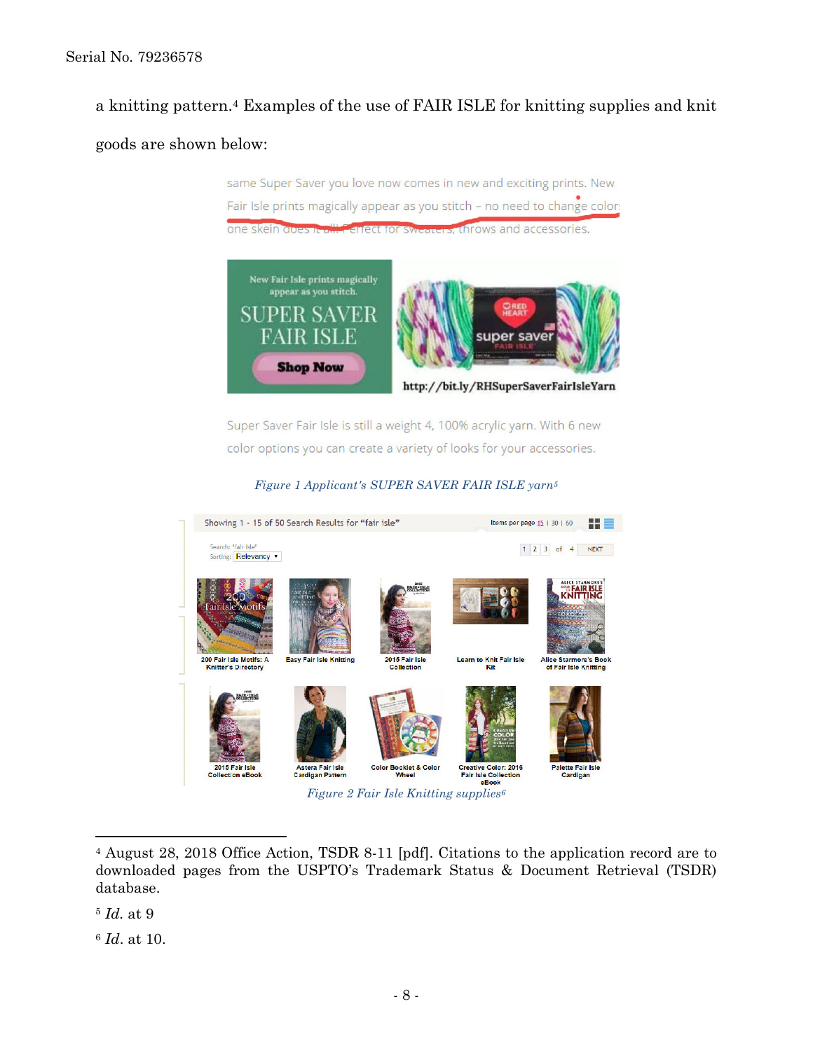a knitting pattern.[4] Examples of the use of FAIR ISLE for knitting supplies and knit goods are shown below:

same Super Saver you love now comes in new and exciting prints. New Fair Isle prints magically appear as you stitch – no need to change color; one skein does it all! Perfect for sweaters, throws and accessories.

New Fair Isle prints magically appear as you stitch.

SUPER SAVER FAIR ISLE

Shop Now

http://bit.ly/RHSuperSaverFairIsleYarn

Super Saver Fair Isle is still a weight 4, 100% acrylic yarn. With 6 new color options you can create a variety of looks for your accessories.

*Figure 1 Applicant's SUPER SAVER FAIR ISLE yarn*[5]

Showing 1 - 15 of 50 Search Results for "fair isle"

200 Fair Isle Motifs: A Knitter's Directory; Easy Fair Isle Knitting; 2015 Fair Isle Collection; Learn to Knit Fair Isle Kit; Alice Starmore's Book of Fair Isle Knitting; 2015 Fair Isle Collection eBook; Astera Fair Isle Cardigan Pattern; Color Booklet & Color Wheel; Creative Color: 2016 Fair Isle Collection eBook; Palette Fair Isle Cardigan

*Figure 2 Fair Isle Knitting supplies*[6]

---

[4] August 28, 2018 Office Action, TSDR 8-11 [pdf]. Citations to the application record are to downloaded pages from the USPTO's Trademark Status & Document Retrieval (TSDR) database.

[5] *Id.* at 9

[6] *Id.* at 10.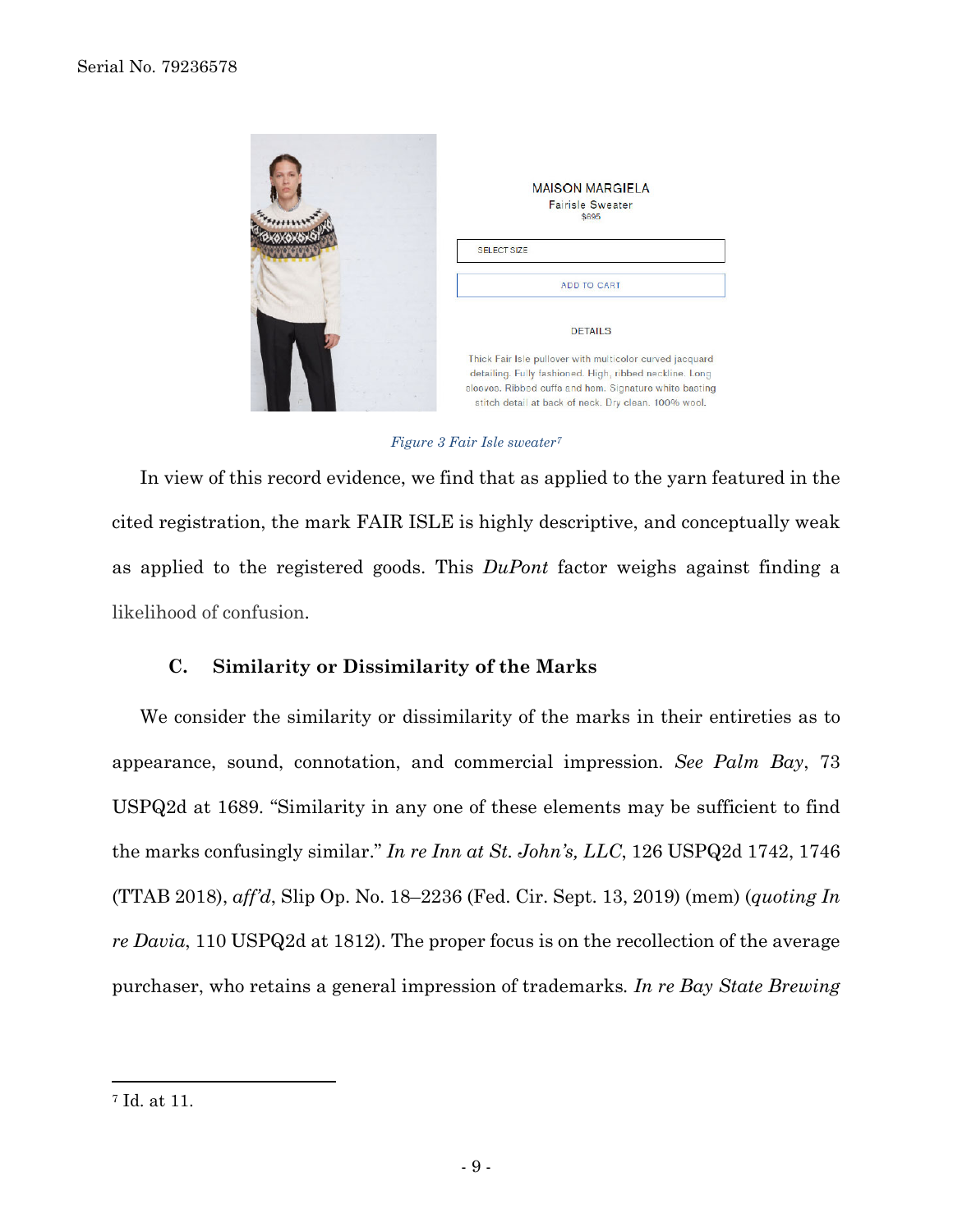MAISON MARGIELA
Fairisle Sweater
$695

SELECT SIZE

ADD TO CART

DETAILS

Thick Fair Isle pullover with multicolor curved jacquard detailing. Fully fashioned. High, ribbed neckline. Long sleeves. Ribbed cuffs and hem. Signature white basting stitch detail at back of neck. Dry clean. 100% wool.

*Figure 3 Fair Isle sweater*[7]

In view of this record evidence, we find that as applied to the yarn featured in the cited registration, the mark FAIR ISLE is highly descriptive, and conceptually weak as applied to the registered goods. This *DuPont* factor weighs against finding a likelihood of confusion.

### C. Similarity or Dissimilarity of the Marks

We consider the similarity or dissimilarity of the marks in their entireties as to appearance, sound, connotation, and commercial impression. *See Palm Bay*, 73 USPQ2d at 1689. "Similarity in any one of these elements may be sufficient to find the marks confusingly similar." *In re Inn at St. John's, LLC*, 126 USPQ2d 1742, 1746 (TTAB 2018), *aff'd*, Slip Op. No. 18–2236 (Fed. Cir. Sept. 13, 2019) (mem) (*quoting In re Davia*, 110 USPQ2d at 1812). The proper focus is on the recollection of the average purchaser, who retains a general impression of trademarks. *In re Bay State Brewing*

---

[7] Id. at 11.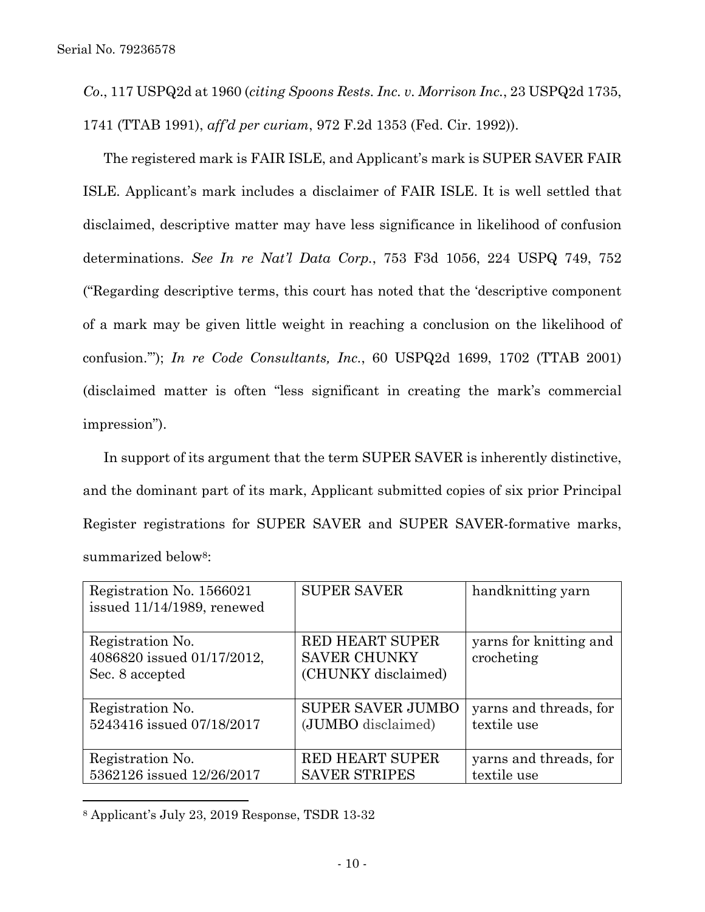*Co*., 117 USPQ2d at 1960 (*citing Spoons Rests. Inc. v. Morrison Inc.*, 23 USPQ2d 1735, 1741 (TTAB 1991), *aff'd per curiam*, 972 F.2d 1353 (Fed. Cir. 1992)).

The registered mark is FAIR ISLE, and Applicant's mark is SUPER SAVER FAIR ISLE. Applicant's mark includes a disclaimer of FAIR ISLE. It is well settled that disclaimed, descriptive matter may have less significance in likelihood of confusion determinations. *See In re Nat'l Data Corp.*, 753 F3d 1056, 224 USPQ 749, 752 ("Regarding descriptive terms, this court has noted that the 'descriptive component of a mark may be given little weight in reaching a conclusion on the likelihood of confusion.'"); *In re Code Consultants, Inc.*, 60 USPQ2d 1699, 1702 (TTAB 2001) (disclaimed matter is often "less significant in creating the mark's commercial impression").

In support of its argument that the term SUPER SAVER is inherently distinctive, and the dominant part of its mark, Applicant submitted copies of six prior Principal Register registrations for SUPER SAVER and SUPER SAVER-formative marks, summarized below[8]:

| | | |
|---|---|---|
| Registration No. 1566021 issued 11/14/1989, renewed | SUPER SAVER | handknitting yarn |
| Registration No. 4086820 issued 01/17/2012, Sec. 8 accepted | RED HEART SUPER SAVER CHUNKY (CHUNKY disclaimed) | yarns for knitting and crocheting |
| Registration No. 5243416 issued 07/18/2017 | SUPER SAVER JUMBO (JUMBO disclaimed) | yarns and threads, for textile use |
| Registration No. 5362126 issued 12/26/2017 | RED HEART SUPER SAVER STRIPES | yarns and threads, for textile use |

[8] Applicant's July 23, 2019 Response, TSDR 13-32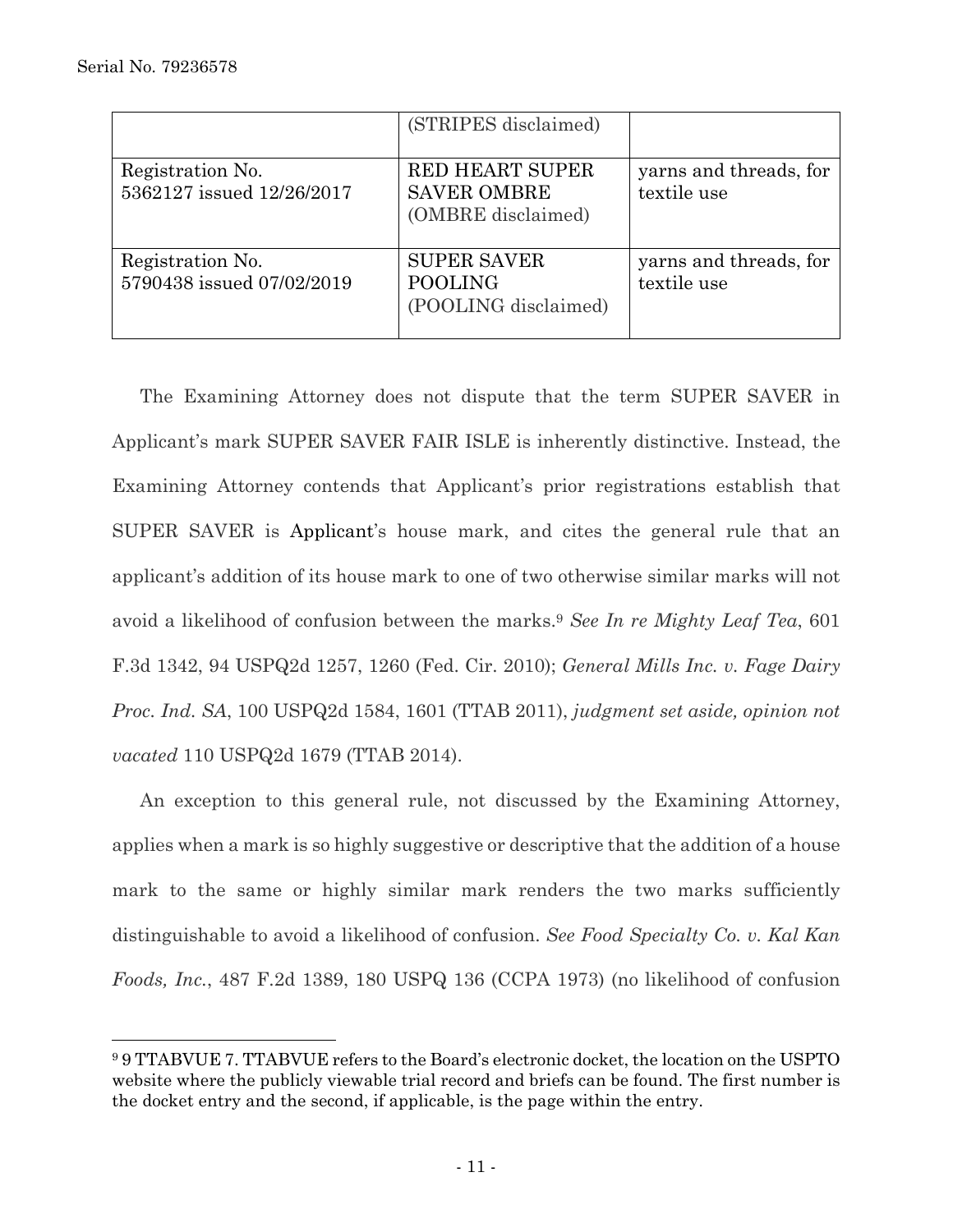| | (STRIPES disclaimed) | |
|---|---|---|
| Registration No. 5362127 issued 12/26/2017 | RED HEART SUPER SAVER OMBRE (OMBRE disclaimed) | yarns and threads, for textile use |
| Registration No. 5790438 issued 07/02/2019 | SUPER SAVER POOLING (POOLING disclaimed) | yarns and threads, for textile use |

The Examining Attorney does not dispute that the term SUPER SAVER in Applicant's mark SUPER SAVER FAIR ISLE is inherently distinctive. Instead, the Examining Attorney contends that Applicant's prior registrations establish that SUPER SAVER is Applicant's house mark, and cites the general rule that an applicant's addition of its house mark to one of two otherwise similar marks will not avoid a likelihood of confusion between the marks.[9] *See In re Mighty Leaf Tea*, 601 F.3d 1342, 94 USPQ2d 1257, 1260 (Fed. Cir. 2010); *General Mills Inc. v. Fage Dairy Proc. Ind. SA*, 100 USPQ2d 1584, 1601 (TTAB 2011), *judgment set aside, opinion not vacated* 110 USPQ2d 1679 (TTAB 2014).

An exception to this general rule, not discussed by the Examining Attorney, applies when a mark is so highly suggestive or descriptive that the addition of a house mark to the same or highly similar mark renders the two marks sufficiently distinguishable to avoid a likelihood of confusion. *See Food Specialty Co. v. Kal Kan Foods, Inc.*, 487 F.2d 1389, 180 USPQ 136 (CCPA 1973) (no likelihood of confusion

---

[9] 9 TTABVUE 7. TTABVUE refers to the Board's electronic docket, the location on the USPTO website where the publicly viewable trial record and briefs can be found. The first number is the docket entry and the second, if applicable, is the page within the entry.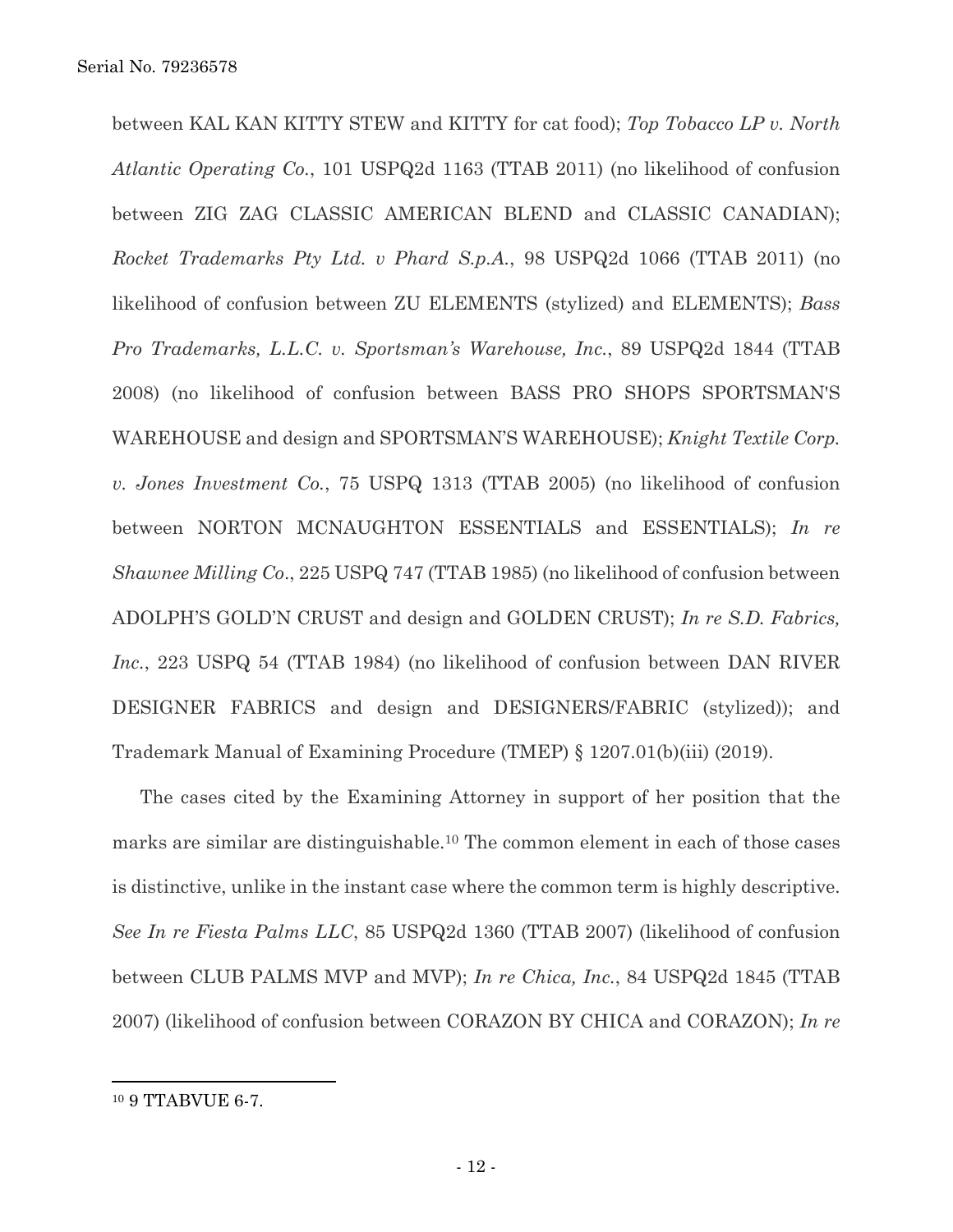between KAL KAN KITTY STEW and KITTY for cat food); *Top Tobacco LP v. North Atlantic Operating Co.*, 101 USPQ2d 1163 (TTAB 2011) (no likelihood of confusion between ZIG ZAG CLASSIC AMERICAN BLEND and CLASSIC CANADIAN); *Rocket Trademarks Pty Ltd. v Phard S.p.A.*, 98 USPQ2d 1066 (TTAB 2011) (no likelihood of confusion between ZU ELEMENTS (stylized) and ELEMENTS); *Bass Pro Trademarks, L.L.C. v. Sportsman's Warehouse, Inc.*, 89 USPQ2d 1844 (TTAB 2008) (no likelihood of confusion between BASS PRO SHOPS SPORTSMAN'S WAREHOUSE and design and SPORTSMAN'S WAREHOUSE); *Knight Textile Corp. v. Jones Investment Co.*, 75 USPQ 1313 (TTAB 2005) (no likelihood of confusion between NORTON MCNAUGHTON ESSENTIALS and ESSENTIALS); *In re Shawnee Milling Co*., 225 USPQ 747 (TTAB 1985) (no likelihood of confusion between ADOLPH'S GOLD'N CRUST and design and GOLDEN CRUST); *In re S.D. Fabrics, Inc.*, 223 USPQ 54 (TTAB 1984) (no likelihood of confusion between DAN RIVER DESIGNER FABRICS and design and DESIGNERS/FABRIC (stylized)); and Trademark Manual of Examining Procedure (TMEP) § 1207.01(b)(iii) (2019).

The cases cited by the Examining Attorney in support of her position that the marks are similar are distinguishable.[10] The common element in each of those cases is distinctive, unlike in the instant case where the common term is highly descriptive. *See In re Fiesta Palms LLC*, 85 USPQ2d 1360 (TTAB 2007) (likelihood of confusion between CLUB PALMS MVP and MVP); *In re Chica, Inc.*, 84 USPQ2d 1845 (TTAB 2007) (likelihood of confusion between CORAZON BY CHICA and CORAZON); *In re*

---

[10] 9 TTABVUE 6-7.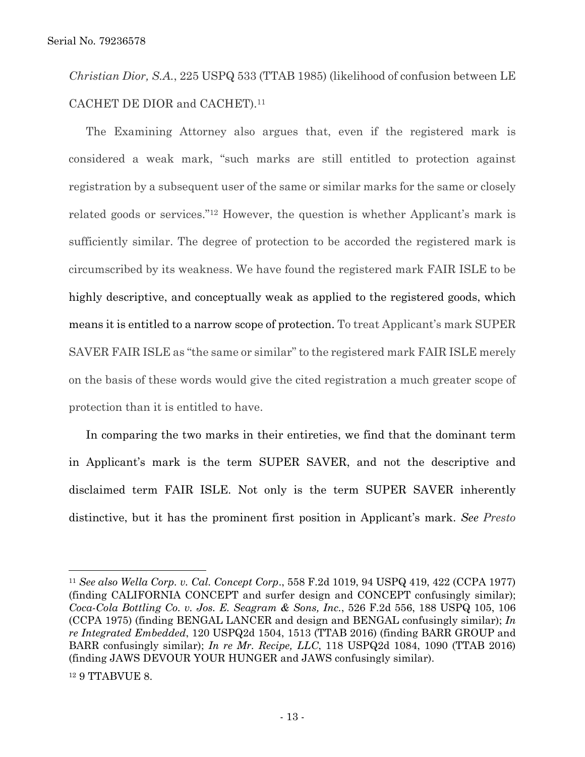*Christian Dior, S.A.*, 225 USPQ 533 (TTAB 1985) (likelihood of confusion between LE CACHET DE DIOR and CACHET).[11]

The Examining Attorney also argues that, even if the registered mark is considered a weak mark, "such marks are still entitled to protection against registration by a subsequent user of the same or similar marks for the same or closely related goods or services."[12] However, the question is whether Applicant's mark is sufficiently similar. The degree of protection to be accorded the registered mark is circumscribed by its weakness. We have found the registered mark FAIR ISLE to be highly descriptive, and conceptually weak as applied to the registered goods, which means it is entitled to a narrow scope of protection. To treat Applicant's mark SUPER SAVER FAIR ISLE as "the same or similar" to the registered mark FAIR ISLE merely on the basis of these words would give the cited registration a much greater scope of protection than it is entitled to have.

In comparing the two marks in their entireties, we find that the dominant term in Applicant's mark is the term SUPER SAVER, and not the descriptive and disclaimed term FAIR ISLE. Not only is the term SUPER SAVER inherently distinctive, but it has the prominent first position in Applicant's mark. *See Presto*

---

[11] *See also Wella Corp. v. Cal. Concept Corp.*, 558 F.2d 1019, 94 USPQ 419, 422 (CCPA 1977) (finding CALIFORNIA CONCEPT and surfer design and CONCEPT confusingly similar); *Coca-Cola Bottling Co. v. Jos. E. Seagram & Sons, Inc.*, 526 F.2d 556, 188 USPQ 105, 106 (CCPA 1975) (finding BENGAL LANCER and design and BENGAL confusingly similar); *In re Integrated Embedded*, 120 USPQ2d 1504, 1513 (TTAB 2016) (finding BARR GROUP and BARR confusingly similar); *In re Mr. Recipe, LLC*, 118 USPQ2d 1084, 1090 (TTAB 2016) (finding JAWS DEVOUR YOUR HUNGER and JAWS confusingly similar).

[12] 9 TTABVUE 8.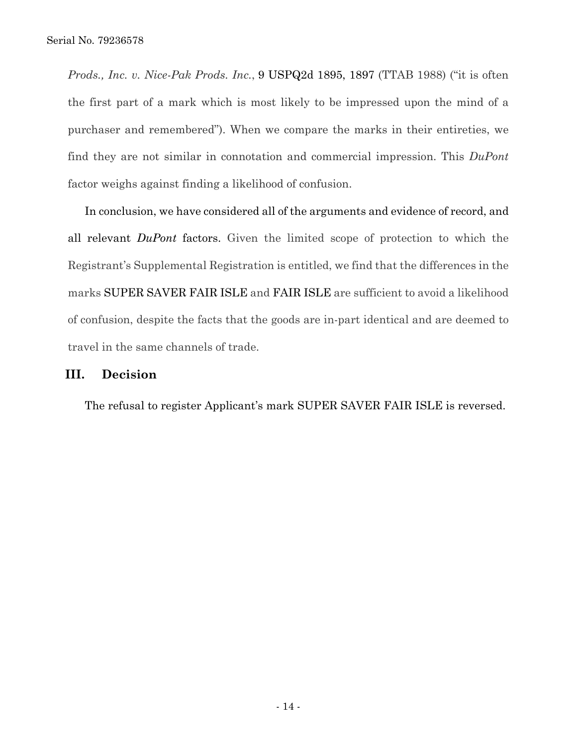*Prods., Inc. v. Nice-Pak Prods. Inc.*, 9 USPQ2d 1895, 1897 (TTAB 1988) ("it is often the first part of a mark which is most likely to be impressed upon the mind of a purchaser and remembered"). When we compare the marks in their entireties, we find they are not similar in connotation and commercial impression. This *DuPont* factor weighs against finding a likelihood of confusion.

In conclusion, we have considered all of the arguments and evidence of record, and all relevant *DuPont* factors. Given the limited scope of protection to which the Registrant's Supplemental Registration is entitled, we find that the differences in the marks SUPER SAVER FAIR ISLE and FAIR ISLE are sufficient to avoid a likelihood of confusion, despite the facts that the goods are in-part identical and are deemed to travel in the same channels of trade.

## III. Decision

The refusal to register Applicant's mark SUPER SAVER FAIR ISLE is reversed.